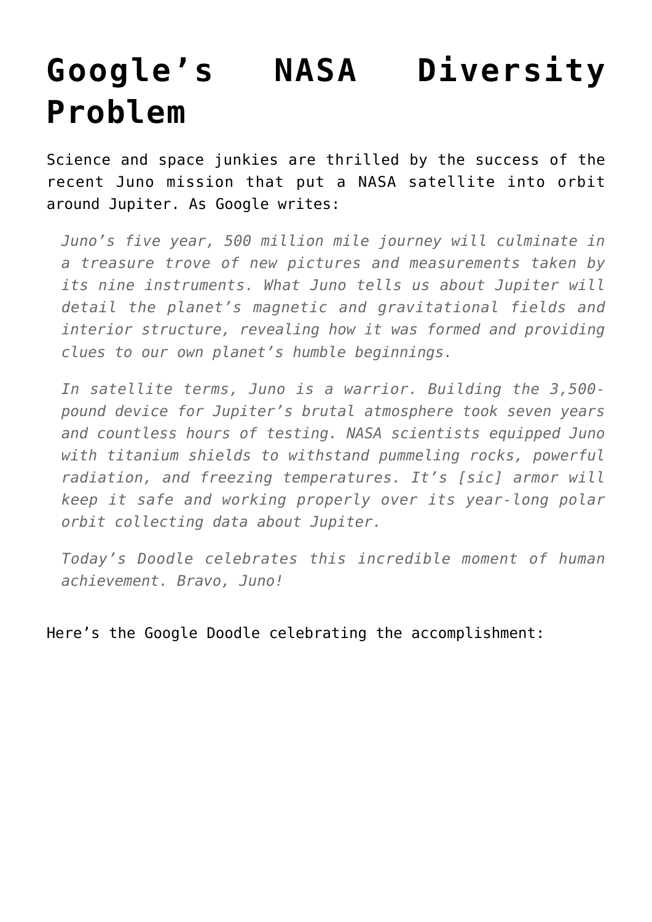# Google's NASA Diversity Problem

Science and space junkies are thrilled by the success of the recent Juno mission that put a NASA satellite into orbit around Jupiter. As Google writes:

> *Juno's five year, 500 million mile journey will culminate in a treasure trove of new pictures and measurements taken by its nine instruments. What Juno tells us about Jupiter will detail the planet's magnetic and gravitational fields and interior structure, revealing how it was formed and providing clues to our own planet's humble beginnings.*
>
> *In satellite terms, Juno is a warrior. Building the 3,500-pound device for Jupiter's brutal atmosphere took seven years and countless hours of testing. NASA scientists equipped Juno with titanium shields to withstand pummeling rocks, powerful radiation, and freezing temperatures. It's [sic] armor will keep it safe and working properly over its year-long polar orbit collecting data about Jupiter.*
>
> *Today's Doodle celebrates this incredible moment of human achievement. Bravo, Juno!*

Here's the Google Doodle celebrating the accomplishment: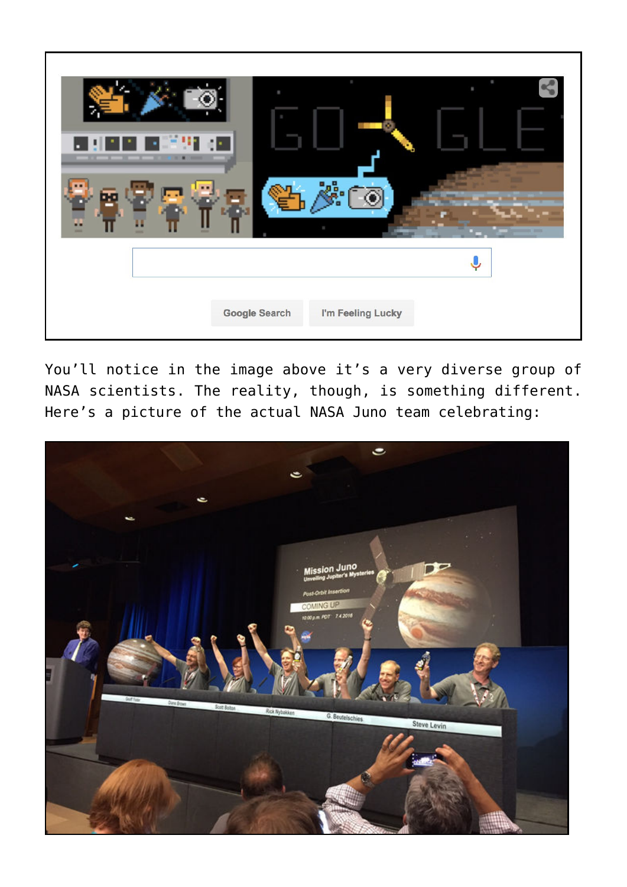You'll notice in the image above it's a very diverse group of NASA scientists. The reality, though, is something different. Here's a picture of the actual NASA Juno team celebrating: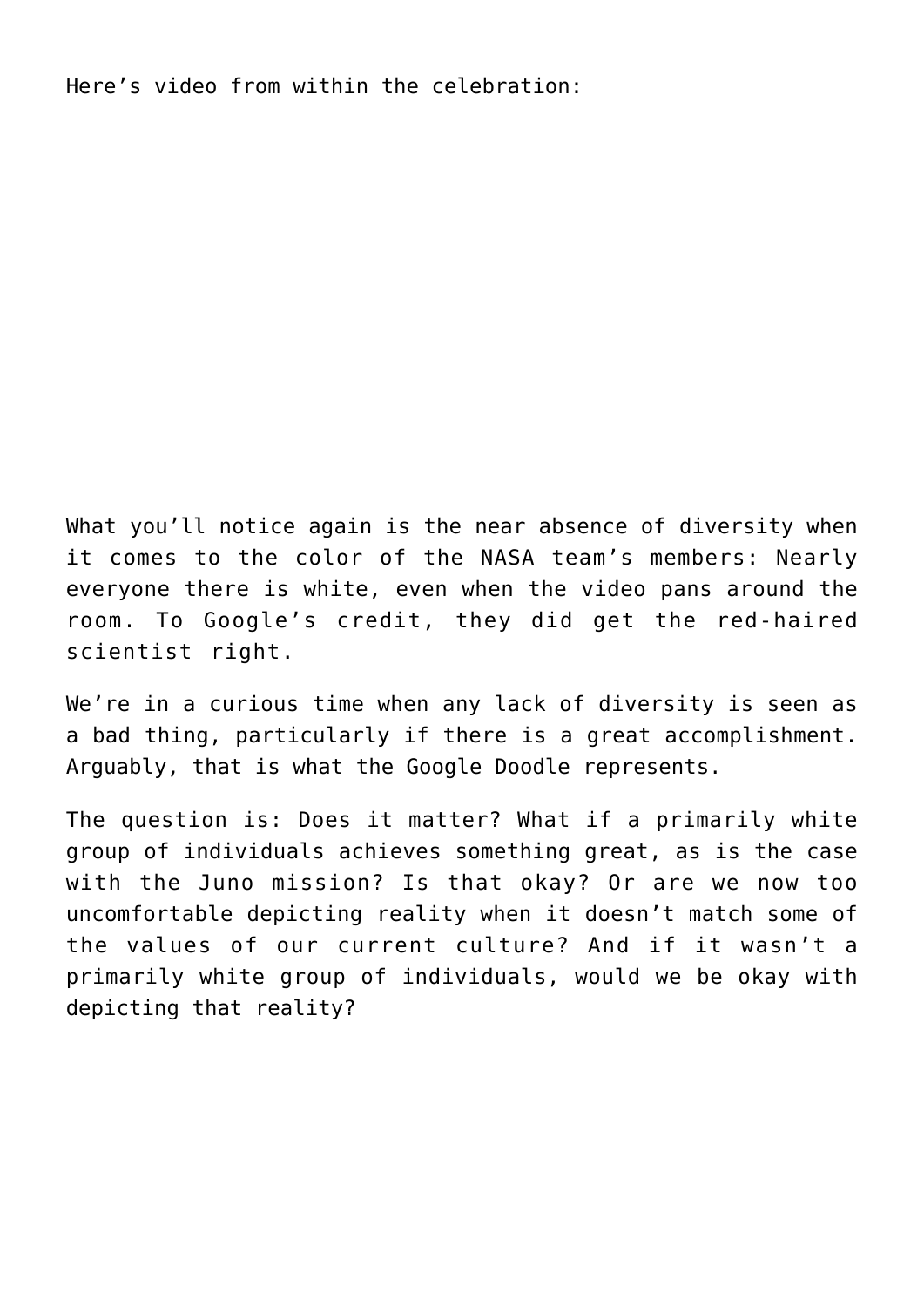Here's video from within the celebration:

What you'll notice again is the near absence of diversity when it comes to the color of the NASA team's members: Nearly everyone there is white, even when the video pans around the room. To Google's credit, they did get the red-haired scientist right.

We're in a curious time when any lack of diversity is seen as a bad thing, particularly if there is a great accomplishment. Arguably, that is what the Google Doodle represents.

The question is: Does it matter? What if a primarily white group of individuals achieves something great, as is the case with the Juno mission? Is that okay? Or are we now too uncomfortable depicting reality when it doesn't match some of the values of our current culture? And if it wasn't a primarily white group of individuals, would we be okay with depicting that reality?